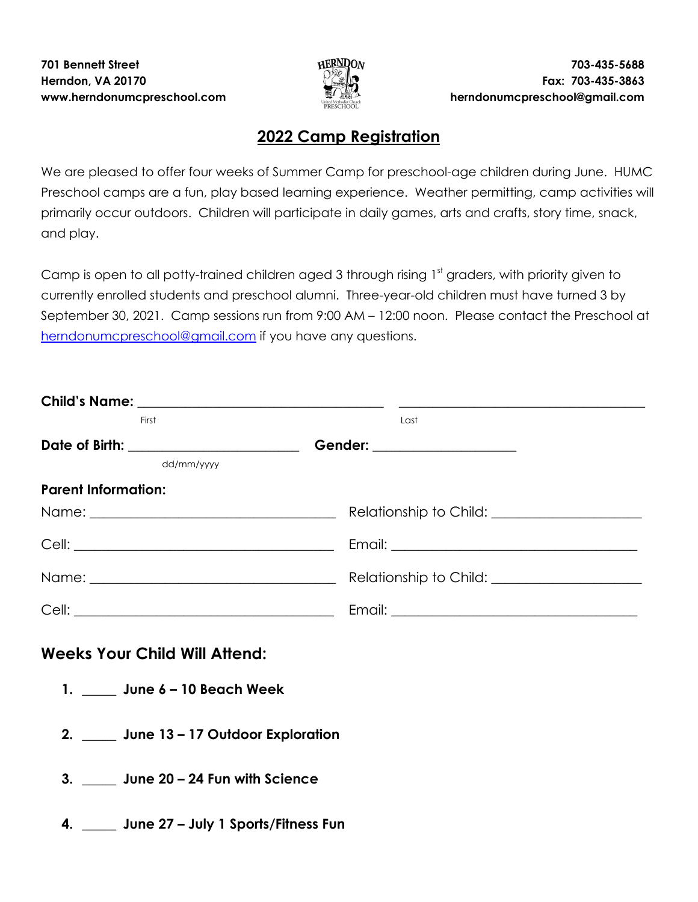701 Bennett Street
Herndon, VA 20170
www.herndonumcpreschool.com

703-435-5688
Fax: 703-435-3863
herndonumcpreschool@gmail.com

# 2022 Camp Registration

We are pleased to offer four weeks of Summer Camp for preschool-age children during June. HUMC Preschool camps are a fun, play based learning experience. Weather permitting, camp activities will primarily occur outdoors. Children will participate in daily games, arts and crafts, story time, snack, and play.

Camp is open to all potty-trained children aged 3 through rising 1st graders, with priority given to currently enrolled students and preschool alumni. Three-year-old children must have turned 3 by September 30, 2021. Camp sessions run from 9:00 AM – 12:00 noon. Please contact the Preschool at herndonumcpreschool@gmail.com if you have any questions.

**Child's Name:** ______________________ ______________________
First Last

**Date of Birth:** ______________________ **Gender:** ______________________
dd/mm/yyyy

**Parent Information:**

Name: ______________________ Relationship to Child: ______________________

Cell: ______________________ Email: ______________________

Name: ______________________ Relationship to Child: ______________________

Cell: ______________________ Email: ______________________

## Weeks Your Child Will Attend:

1. _____ **June 6 – 10 Beach Week**
2. _____ **June 13 – 17 Outdoor Exploration**
3. _____ **June 20 – 24 Fun with Science**
4. _____ **June 27 – July 1 Sports/Fitness Fun**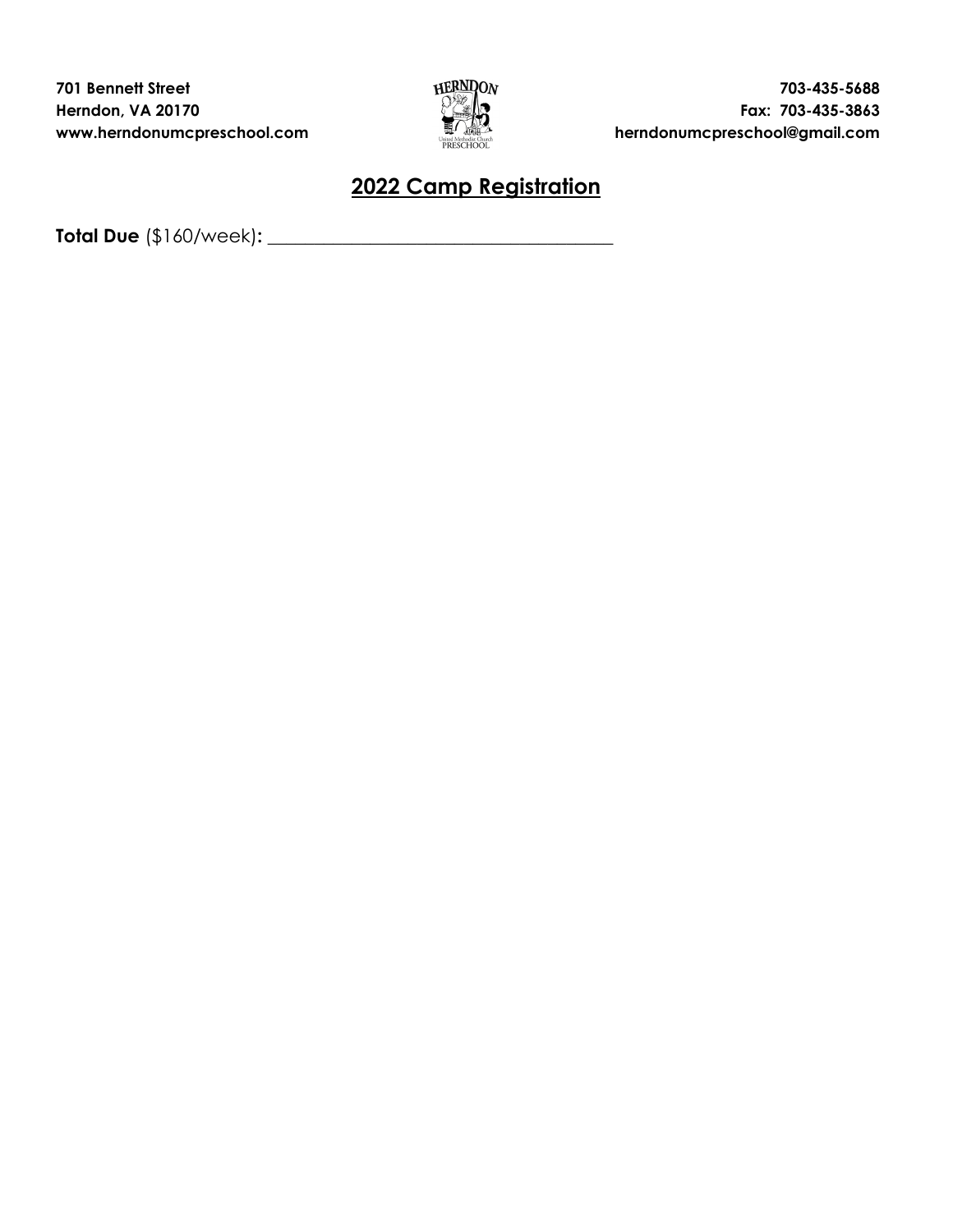701 Bennett Street
Herndon, VA 20170
www.herndonumcpreschool.com

703-435-5688
Fax: 703-435-3863
herndonumcpreschool@gmail.com

## 2022 Camp Registration

**Total Due** ($160/week)**:** ______________________________________